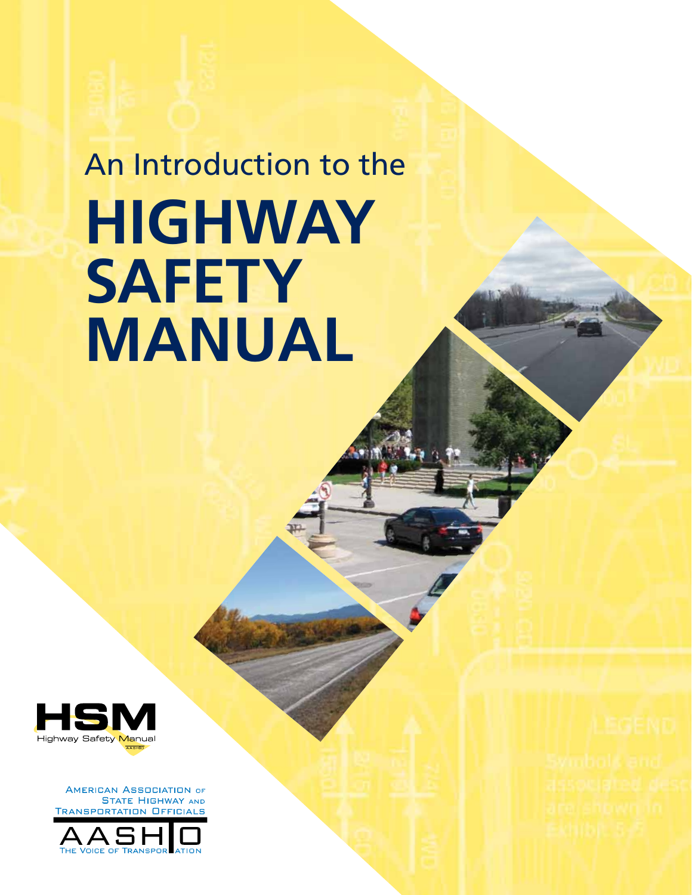An Introduction to the

# HIGHWAY SAFETY MANUAL

HSM
Highway Safety Manual
AASHTO

American Association of State Highway and Transportation Officials

AASHTO
The Voice of Transportation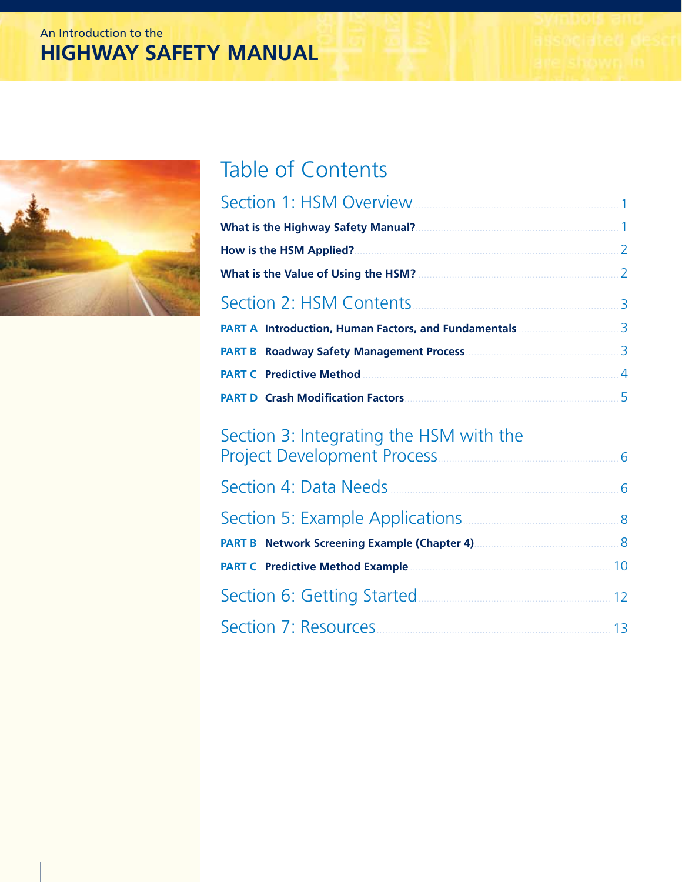# Table of Contents

## Section 1: HSM Overview ..... 1

**What is the Highway Safety Manual?** ..... 1

**How is the HSM Applied?** ..... 2

**What is the Value of Using the HSM?** ..... 2

## Section 2: HSM Contents ..... 3

**PART A Introduction, Human Factors, and Fundamentals** ..... 3

**PART B Roadway Safety Management Process** ..... 3

**PART C Predictive Method** ..... 4

**PART D Crash Modification Factors** ..... 5

## Section 3: Integrating the HSM with the Project Development Process ..... 6

## Section 4: Data Needs ..... 6

## Section 5: Example Applications ..... 8

**PART B Network Screening Example (Chapter 4)** ..... 8

**PART C Predictive Method Example** ..... 10

## Section 6: Getting Started ..... 12

## Section 7: Resources ..... 13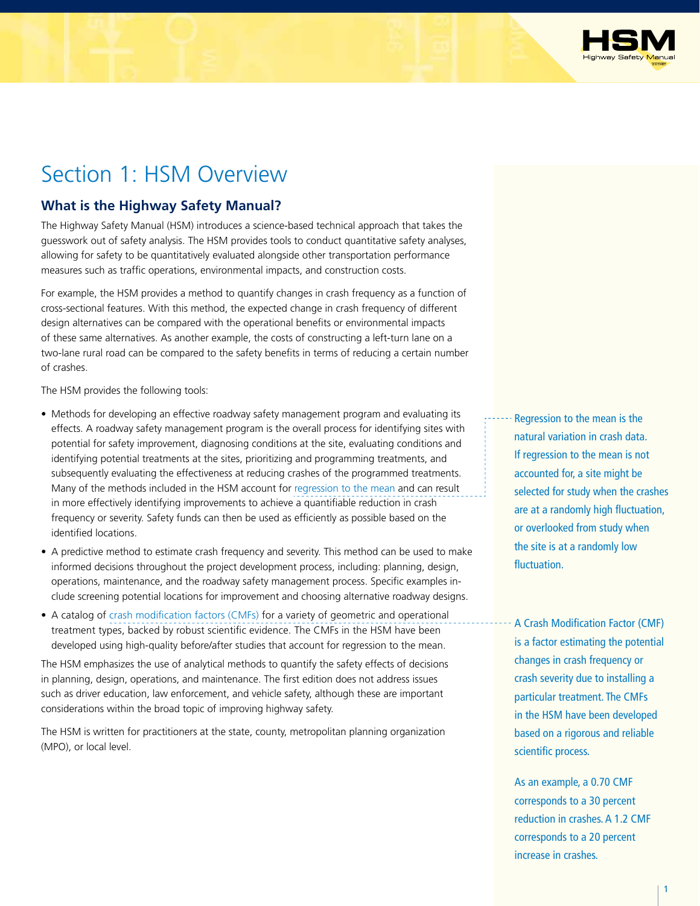# Section 1: HSM Overview

## What is the Highway Safety Manual?

The Highway Safety Manual (HSM) introduces a science-based technical approach that takes the guesswork out of safety analysis. The HSM provides tools to conduct quantitative safety analyses, allowing for safety to be quantitatively evaluated alongside other transportation performance measures such as traffic operations, environmental impacts, and construction costs.

For example, the HSM provides a method to quantify changes in crash frequency as a function of cross-sectional features. With this method, the expected change in crash frequency of different design alternatives can be compared with the operational benefits or environmental impacts of these same alternatives. As another example, the costs of constructing a left-turn lane on a two-lane rural road can be compared to the safety benefits in terms of reducing a certain number of crashes.

The HSM provides the following tools:

- Methods for developing an effective roadway safety management program and evaluating its effects. A roadway safety management program is the overall process for identifying sites with potential for safety improvement, diagnosing conditions at the site, evaluating conditions and identifying potential treatments at the sites, prioritizing and programming treatments, and subsequently evaluating the effectiveness at reducing crashes of the programmed treatments. Many of the methods included in the HSM account for regression to the mean and can result in more effectively identifying improvements to achieve a quantifiable reduction in crash frequency or severity. Safety funds can then be used as efficiently as possible based on the identified locations.
- A predictive method to estimate crash frequency and severity. This method can be used to make informed decisions throughout the project development process, including: planning, design, operations, maintenance, and the roadway safety management process. Specific examples include screening potential locations for improvement and choosing alternative roadway designs.
- A catalog of crash modification factors (CMFs) for a variety of geometric and operational treatment types, backed by robust scientific evidence. The CMFs in the HSM have been developed using high-quality before/after studies that account for regression to the mean.

The HSM emphasizes the use of analytical methods to quantify the safety effects of decisions in planning, design, operations, and maintenance. The first edition does not address issues such as driver education, law enforcement, and vehicle safety, although these are important considerations within the broad topic of improving highway safety.

The HSM is written for practitioners at the state, county, metropolitan planning organization (MPO), or local level.

Regression to the mean is the natural variation in crash data. If regression to the mean is not accounted for, a site might be selected for study when the crashes are at a randomly high fluctuation, or overlooked from study when the site is at a randomly low fluctuation.

A Crash Modification Factor (CMF) is a factor estimating the potential changes in crash frequency or crash severity due to installing a particular treatment. The CMFs in the HSM have been developed based on a rigorous and reliable scientific process.

As an example, a 0.70 CMF corresponds to a 30 percent reduction in crashes. A 1.2 CMF corresponds to a 20 percent increase in crashes.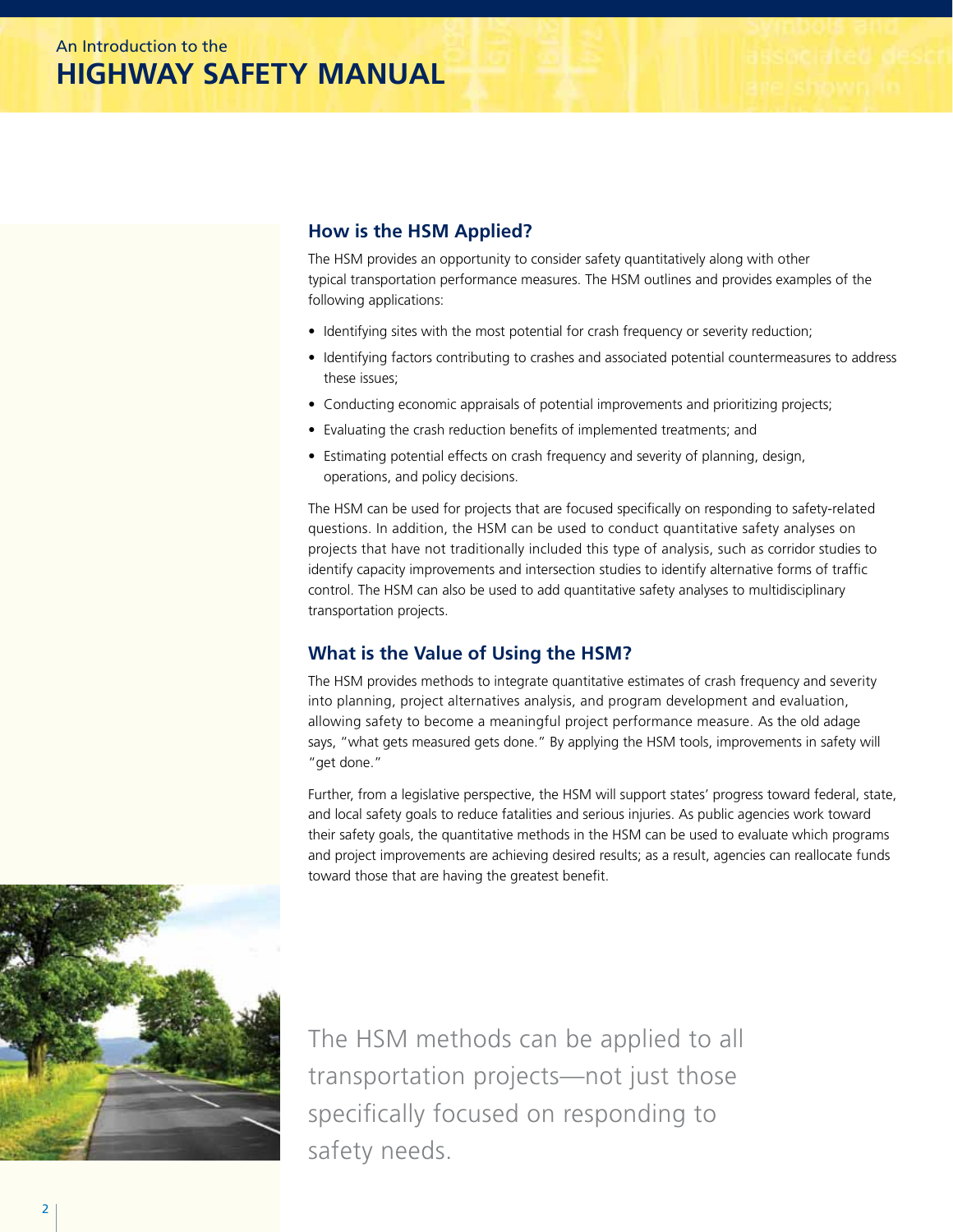## How is the HSM Applied?

The HSM provides an opportunity to consider safety quantitatively along with other typical transportation performance measures. The HSM outlines and provides examples of the following applications:

- Identifying sites with the most potential for crash frequency or severity reduction;
- Identifying factors contributing to crashes and associated potential countermeasures to address these issues;
- Conducting economic appraisals of potential improvements and prioritizing projects;
- Evaluating the crash reduction benefits of implemented treatments; and
- Estimating potential effects on crash frequency and severity of planning, design, operations, and policy decisions.

The HSM can be used for projects that are focused specifically on responding to safety-related questions. In addition, the HSM can be used to conduct quantitative safety analyses on projects that have not traditionally included this type of analysis, such as corridor studies to identify capacity improvements and intersection studies to identify alternative forms of traffic control. The HSM can also be used to add quantitative safety analyses to multidisciplinary transportation projects.

## What is the Value of Using the HSM?

The HSM provides methods to integrate quantitative estimates of crash frequency and severity into planning, project alternatives analysis, and program development and evaluation, allowing safety to become a meaningful project performance measure. As the old adage says, "what gets measured gets done." By applying the HSM tools, improvements in safety will "get done."

Further, from a legislative perspective, the HSM will support states' progress toward federal, state, and local safety goals to reduce fatalities and serious injuries. As public agencies work toward their safety goals, the quantitative methods in the HSM can be used to evaluate which programs and project improvements are achieving desired results; as a result, agencies can reallocate funds toward those that are having the greatest benefit.

The HSM methods can be applied to all transportation projects—not just those specifically focused on responding to safety needs.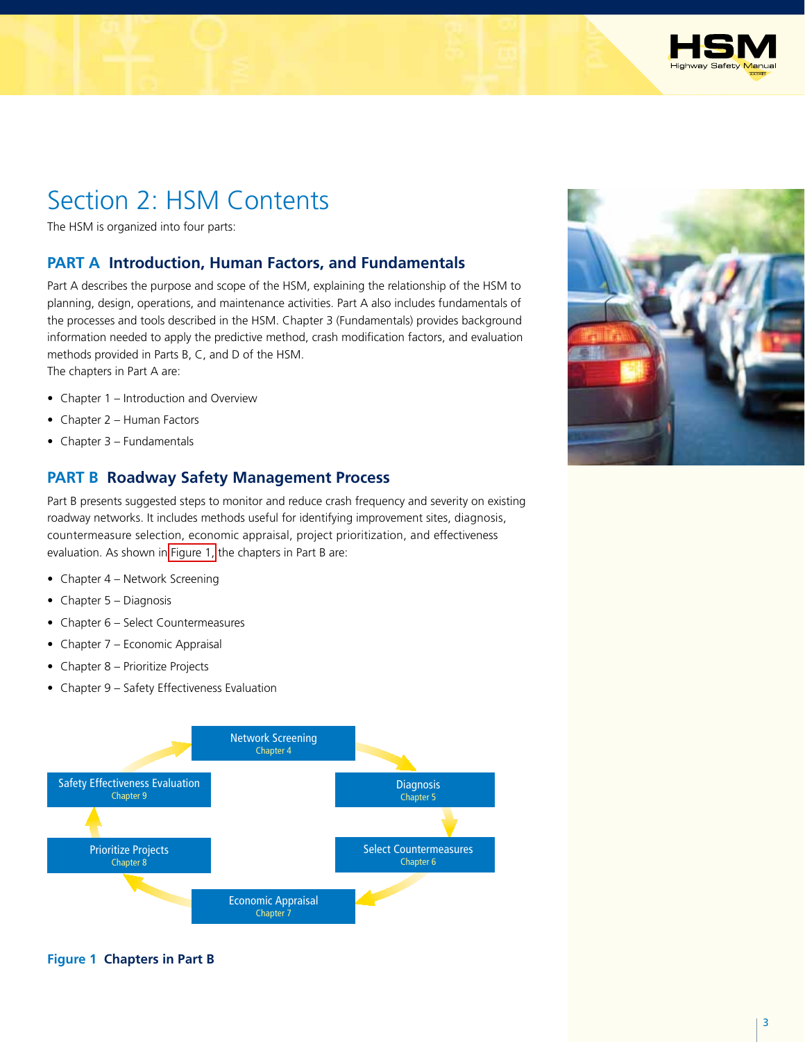# Section 2: HSM Contents

The HSM is organized into four parts:

## PART A Introduction, Human Factors, and Fundamentals

Part A describes the purpose and scope of the HSM, explaining the relationship of the HSM to planning, design, operations, and maintenance activities. Part A also includes fundamentals of the processes and tools described in the HSM. Chapter 3 (Fundamentals) provides background information needed to apply the predictive method, crash modification factors, and evaluation methods provided in Parts B, C, and D of the HSM.
The chapters in Part A are:

- Chapter 1 – Introduction and Overview
- Chapter 2 – Human Factors
- Chapter 3 – Fundamentals

## PART B Roadway Safety Management Process

Part B presents suggested steps to monitor and reduce crash frequency and severity on existing roadway networks. It includes methods useful for identifying improvement sites, diagnosis, countermeasure selection, economic appraisal, project prioritization, and effectiveness evaluation. As shown in Figure 1, the chapters in Part B are:

- Chapter 4 – Network Screening
- Chapter 5 – Diagnosis
- Chapter 6 – Select Countermeasures
- Chapter 7 – Economic Appraisal
- Chapter 8 – Prioritize Projects
- Chapter 9 – Safety Effectiveness Evaluation

Network Screening
Chapter 4

Diagnosis
Chapter 5

Select Countermeasures
Chapter 6

Economic Appraisal
Chapter 7

Prioritize Projects
Chapter 8

Safety Effectiveness Evaluation
Chapter 9

**Figure 1 Chapters in Part B**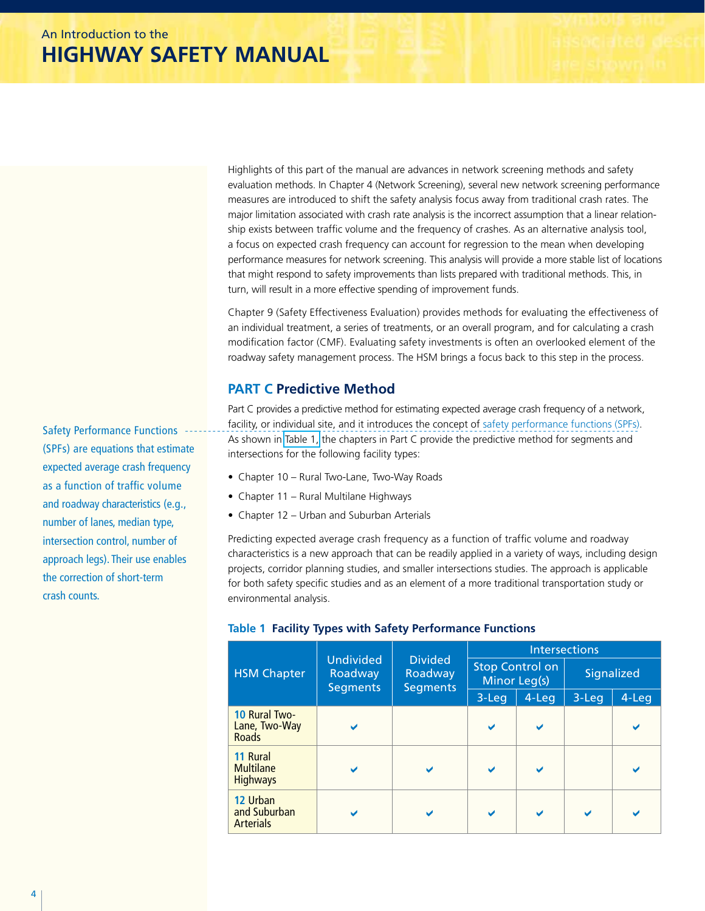Highlights of this part of the manual are advances in network screening methods and safety evaluation methods. In Chapter 4 (Network Screening), several new network screening performance measures are introduced to shift the safety analysis focus away from traditional crash rates. The major limitation associated with crash rate analysis is the incorrect assumption that a linear relationship exists between traffic volume and the frequency of crashes. As an alternative analysis tool, a focus on expected crash frequency can account for regression to the mean when developing performance measures for network screening. This analysis will provide a more stable list of locations that might respond to safety improvements than lists prepared with traditional methods. This, in turn, will result in a more effective spending of improvement funds.

Chapter 9 (Safety Effectiveness Evaluation) provides methods for evaluating the effectiveness of an individual treatment, a series of treatments, or an overall program, and for calculating a crash modification factor (CMF). Evaluating safety investments is often an overlooked element of the roadway safety management process. The HSM brings a focus back to this step in the process.

## PART C Predictive Method

Part C provides a predictive method for estimating expected average crash frequency of a network, facility, or individual site, and it introduces the concept of safety performance functions (SPFs). As shown in Table 1, the chapters in Part C provide the predictive method for segments and intersections for the following facility types:

- Chapter 10 – Rural Two-Lane, Two-Way Roads
- Chapter 11 – Rural Multilane Highways
- Chapter 12 – Urban and Suburban Arterials

Safety Performance Functions (SPFs) are equations that estimate expected average crash frequency as a function of traffic volume and roadway characteristics (e.g., number of lanes, median type, intersection control, number of approach legs). Their use enables the correction of short-term crash counts.

Predicting expected average crash frequency as a function of traffic volume and roadway characteristics is a new approach that can be readily applied in a variety of ways, including design projects, corridor planning studies, and smaller intersections studies. The approach is applicable for both safety specific studies and as an element of a more traditional transportation study or environmental analysis.

**Table 1 Facility Types with Safety Performance Functions**

| HSM Chapter | Undivided Roadway Segments | Divided Roadway Segments | Intersections | | | |
|---|---|---|---|---|---|---|
| | | | Stop Control on Minor Leg(s) | | Signalized | |
| | | | 3-Leg | 4-Leg | 3-Leg | 4-Leg |
| 10 Rural Two-Lane, Two-Way Roads | ✔ | | ✔ | ✔ | | ✔ |
| 11 Rural Multilane Highways | ✔ | ✔ | ✔ | ✔ | | ✔ |
| 12 Urban and Suburban Arterials | ✔ | ✔ | ✔ | ✔ | ✔ | ✔ |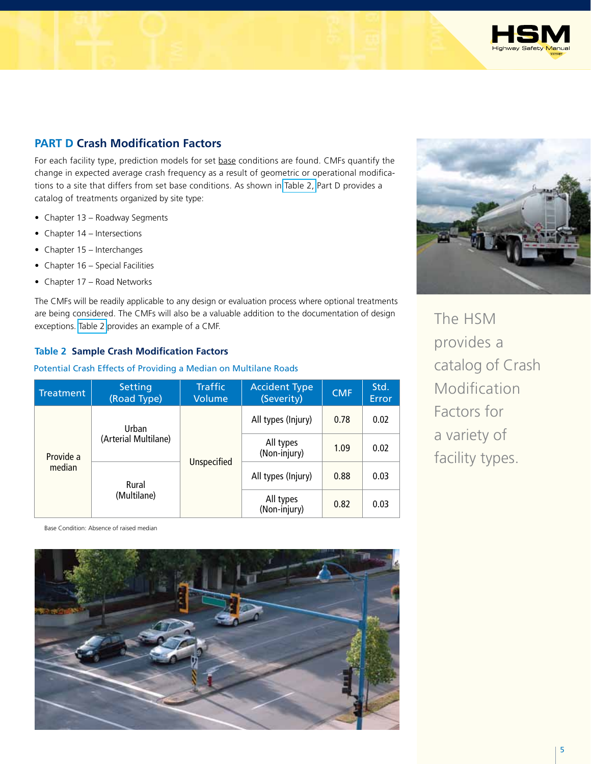## PART D Crash Modification Factors

For each facility type, prediction models for set base conditions are found. CMFs quantify the change in expected average crash frequency as a result of geometric or operational modifications to a site that differs from set base conditions. As shown in Table 2, Part D provides a catalog of treatments organized by site type:

- Chapter 13 – Roadway Segments
- Chapter 14 – Intersections
- Chapter 15 – Interchanges
- Chapter 16 – Special Facilities
- Chapter 17 – Road Networks

The CMFs will be readily applicable to any design or evaluation process where optional treatments are being considered. The CMFs will also be a valuable addition to the documentation of design exceptions. Table 2 provides an example of a CMF.

### Table 2 Sample Crash Modification Factors

Potential Crash Effects of Providing a Median on Multilane Roads

| Treatment | Setting (Road Type) | Traffic Volume | Accident Type (Severity) | CMF | Std. Error |
|---|---|---|---|---|---|
| Provide a median | Urban (Arterial Multilane) | Unspecified | All types (Injury) | 0.78 | 0.02 |
| | | | All types (Non-injury) | 1.09 | 0.02 |
| | Rural (Multilane) | | All types (Injury) | 0.88 | 0.03 |
| | | | All types (Non-injury) | 0.82 | 0.03 |

Base Condition: Absence of raised median

The HSM provides a catalog of Crash Modification Factors for a variety of facility types.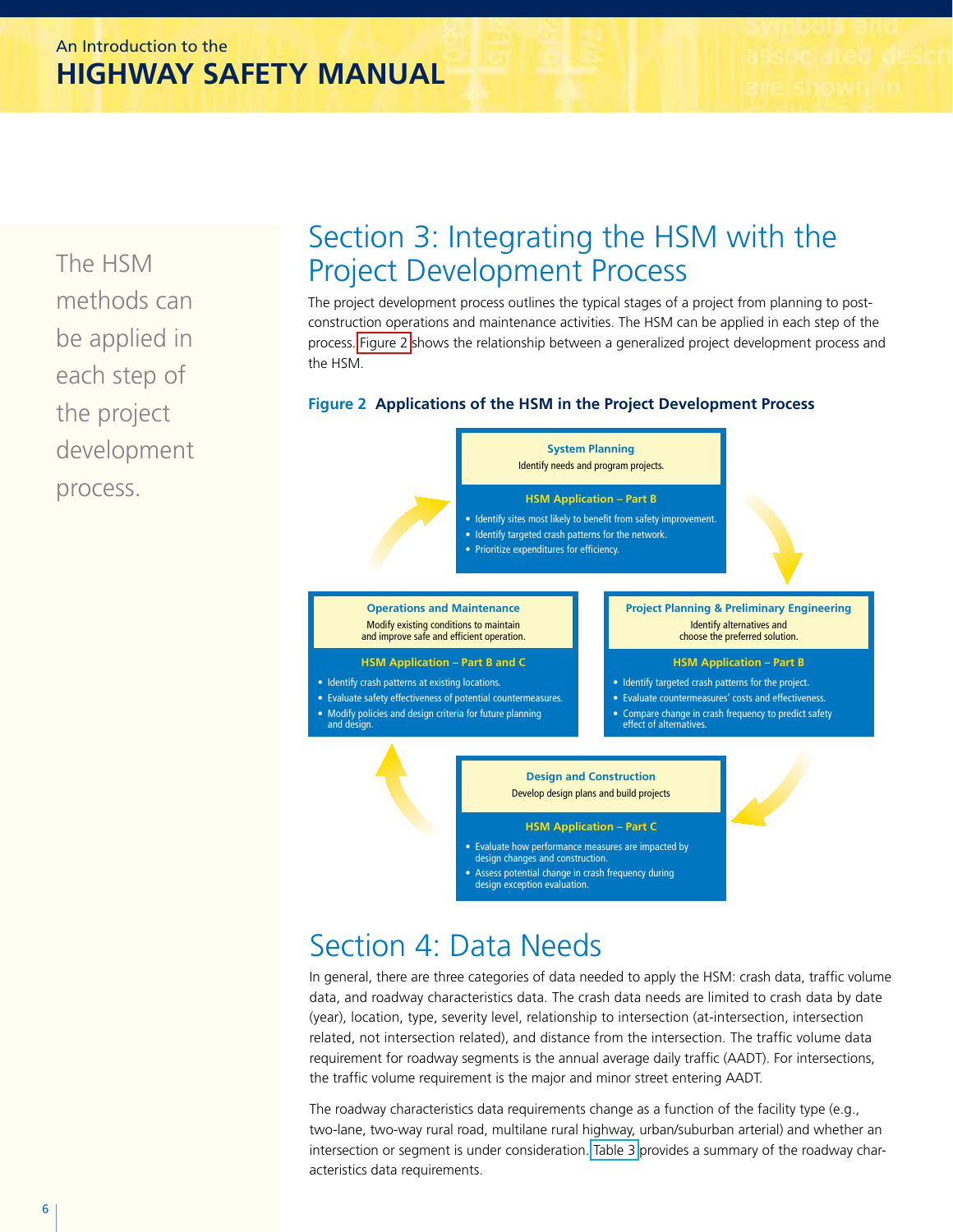The HSM methods can be applied in each step of the project development process.

# Section 3: Integrating the HSM with the Project Development Process

The project development process outlines the typical stages of a project from planning to post-construction operations and maintenance activities. The HSM can be applied in each step of the process. Figure 2 shows the relationship between a generalized project development process and the HSM.

**Figure 2 Applications of the HSM in the Project Development Process**

**System Planning**
Identify needs and program projects.

**HSM Application – Part B**
- Identify sites most likely to benefit from safety improvement.
- Identify targeted crash patterns for the network.
- Prioritize expenditures for efficiency.

**Project Planning & Preliminary Engineering**
Identify alternatives and choose the preferred solution.

**HSM Application – Part B**
- Identify targeted crash patterns for the project.
- Evaluate countermeasures' costs and effectiveness.
- Compare change in crash frequency to predict safety effect of alternatives.

**Design and Construction**
Develop design plans and build projects

**HSM Application – Part C**
- Evaluate how performance measures are impacted by design changes and construction.
- Assess potential change in crash frequency during design exception evaluation.

**Operations and Maintenance**
Modify existing conditions to maintain and improve safe and efficient operation.

**HSM Application – Part B and C**
- Identify crash patterns at existing locations.
- Evaluate safety effectiveness of potential countermeasures.
- Modify policies and design criteria for future planning and design.

# Section 4: Data Needs

In general, there are three categories of data needed to apply the HSM: crash data, traffic volume data, and roadway characteristics data. The crash data needs are limited to crash data by date (year), location, type, severity level, relationship to intersection (at-intersection, intersection related, not intersection related), and distance from the intersection. The traffic volume data requirement for roadway segments is the annual average daily traffic (AADT). For intersections, the traffic volume requirement is the major and minor street entering AADT.

The roadway characteristics data requirements change as a function of the facility type (e.g., two-lane, two-way rural road, multilane rural highway, urban/suburban arterial) and whether an intersection or segment is under consideration. Table 3 provides a summary of the roadway characteristics data requirements.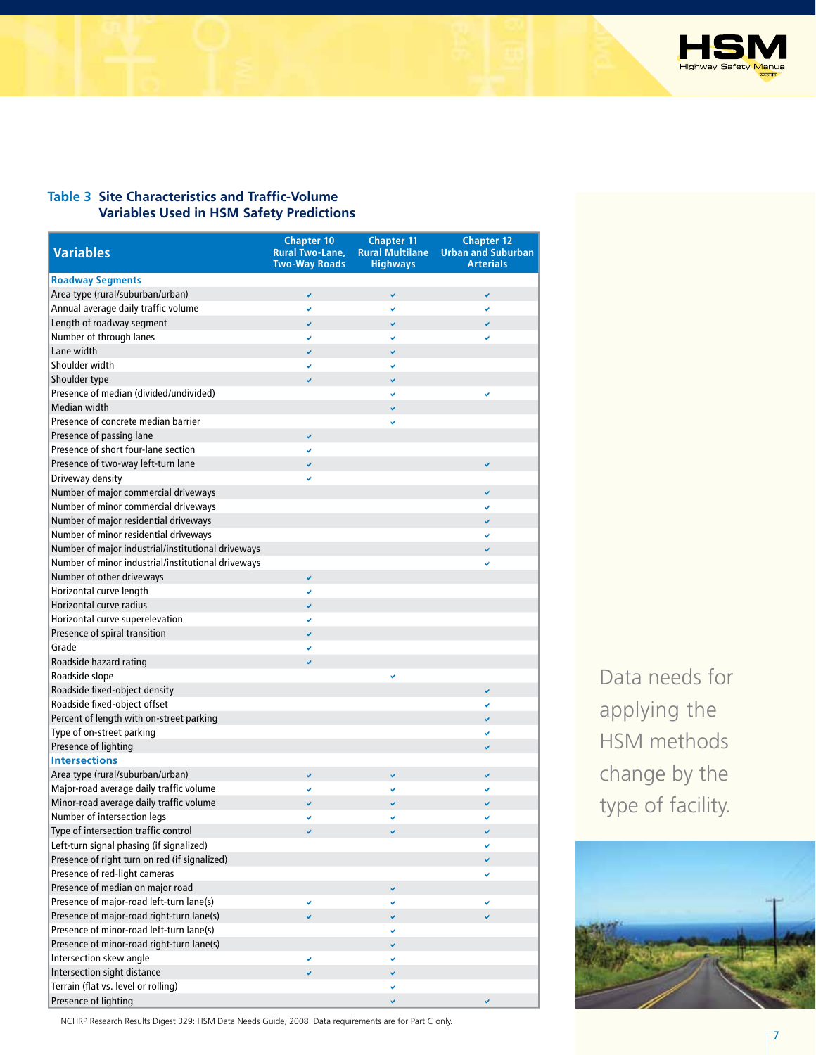**Table 3 Site Characteristics and Traffic-Volume Variables Used in HSM Safety Predictions**

| Variables | Chapter 10 Rural Two-Lane, Two-Way Roads | Chapter 11 Rural Multilane Highways | Chapter 12 Urban and Suburban Arterials |
|---|---|---|---|
| **Roadway Segments** | | | |
| Area type (rural/suburban/urban) | ✔ | ✔ | ✔ |
| Annual average daily traffic volume | ✔ | ✔ | ✔ |
| Length of roadway segment | ✔ | ✔ | ✔ |
| Number of through lanes | ✔ | ✔ | ✔ |
| Lane width | ✔ | ✔ | |
| Shoulder width | ✔ | ✔ | |
| Shoulder type | ✔ | ✔ | |
| Presence of median (divided/undivided) | | ✔ | ✔ |
| Median width | | ✔ | |
| Presence of concrete median barrier | | ✔ | |
| Presence of passing lane | ✔ | | |
| Presence of short four-lane section | ✔ | | |
| Presence of two-way left-turn lane | ✔ | | ✔ |
| Driveway density | ✔ | | |
| Number of major commercial driveways | | | ✔ |
| Number of minor commercial driveways | | | ✔ |
| Number of major residential driveways | | | ✔ |
| Number of minor residential driveways | | | ✔ |
| Number of major industrial/institutional driveways | | | ✔ |
| Number of minor industrial/institutional driveways | | | ✔ |
| Number of other driveways | ✔ | | |
| Horizontal curve length | ✔ | | |
| Horizontal curve radius | ✔ | | |
| Horizontal curve superelevation | ✔ | | |
| Presence of spiral transition | ✔ | | |
| Grade | ✔ | | |
| Roadside hazard rating | ✔ | | |
| Roadside slope | | ✔ | |
| Roadside fixed-object density | | | ✔ |
| Roadside fixed-object offset | | | ✔ |
| Percent of length with on-street parking | | | ✔ |
| Type of on-street parking | | | ✔ |
| Presence of lighting | | | ✔ |
| **Intersections** | | | |
| Area type (rural/suburban/urban) | ✔ | ✔ | ✔ |
| Major-road average daily traffic volume | ✔ | ✔ | ✔ |
| Minor-road average daily traffic volume | ✔ | ✔ | ✔ |
| Number of intersection legs | ✔ | ✔ | ✔ |
| Type of intersection traffic control | ✔ | ✔ | ✔ |
| Left-turn signal phasing (if signalized) | | | ✔ |
| Presence of right turn on red (if signalized) | | | ✔ |
| Presence of red-light cameras | | | ✔ |
| Presence of median on major road | | ✔ | |
| Presence of major-road left-turn lane(s) | ✔ | ✔ | ✔ |
| Presence of major-road right-turn lane(s) | ✔ | ✔ | ✔ |
| Presence of minor-road left-turn lane(s) | | ✔ | |
| Presence of minor-road right-turn lane(s) | | ✔ | |
| Intersection skew angle | ✔ | ✔ | |
| Intersection sight distance | ✔ | ✔ | |
| Terrain (flat vs. level or rolling) | | ✔ | |
| Presence of lighting | | ✔ | ✔ |

NCHRP Research Results Digest 329: HSM Data Needs Guide, 2008. Data requirements are for Part C only.

Data needs for applying the HSM methods change by the type of facility.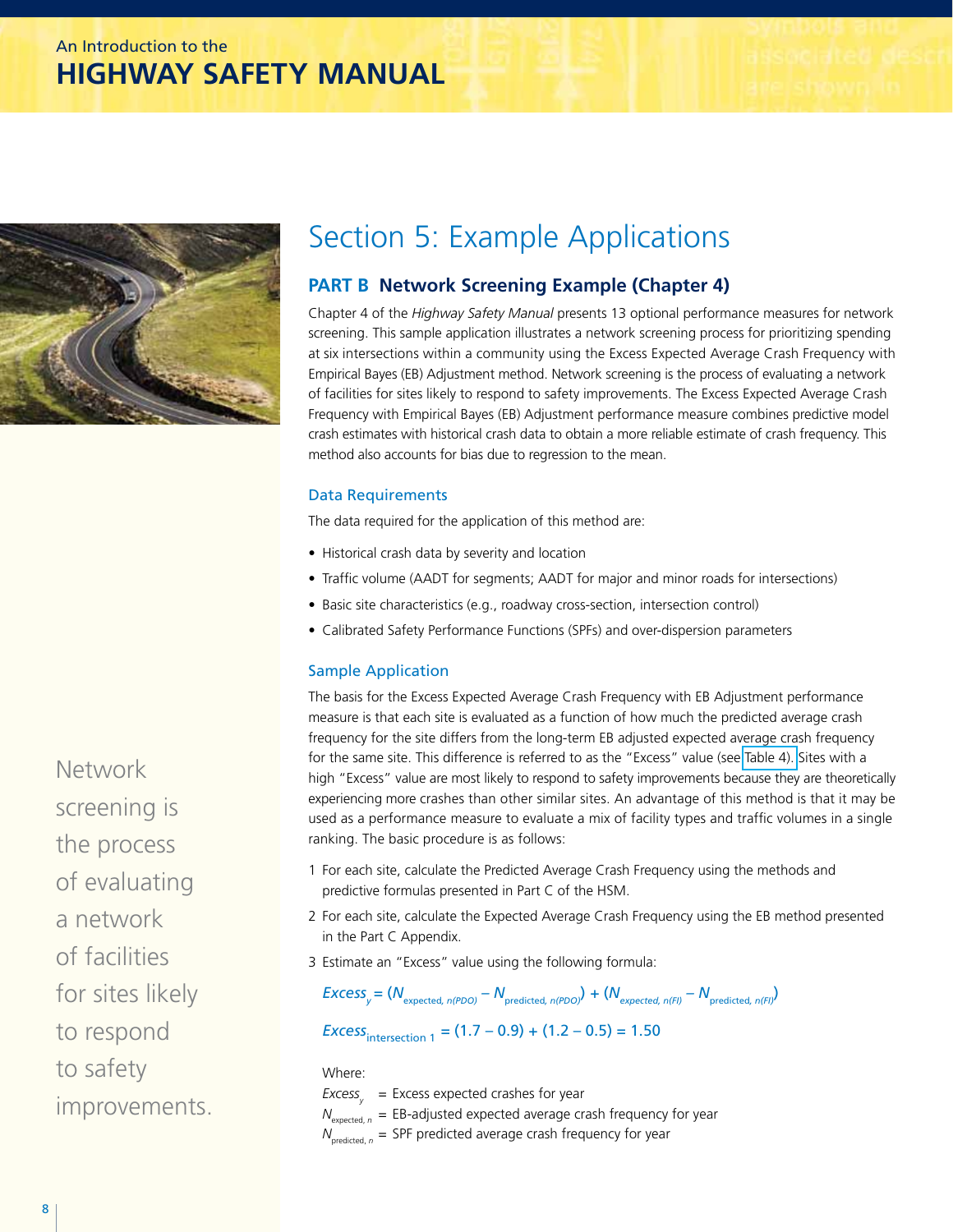# Section 5: Example Applications

## PART B Network Screening Example (Chapter 4)

Chapter 4 of the *Highway Safety Manual* presents 13 optional performance measures for network screening. This sample application illustrates a network screening process for prioritizing spending at six intersections within a community using the Excess Expected Average Crash Frequency with Empirical Bayes (EB) Adjustment method. Network screening is the process of evaluating a network of facilities for sites likely to respond to safety improvements. The Excess Expected Average Crash Frequency with Empirical Bayes (EB) Adjustment performance measure combines predictive model crash estimates with historical crash data to obtain a more reliable estimate of crash frequency. This method also accounts for bias due to regression to the mean.

### Data Requirements

The data required for the application of this method are:

- Historical crash data by severity and location
- Traffic volume (AADT for segments; AADT for major and minor roads for intersections)
- Basic site characteristics (e.g., roadway cross-section, intersection control)
- Calibrated Safety Performance Functions (SPFs) and over-dispersion parameters

### Sample Application

The basis for the Excess Expected Average Crash Frequency with EB Adjustment performance measure is that each site is evaluated as a function of how much the predicted average crash frequency for the site differs from the long-term EB adjusted expected average crash frequency for the same site. This difference is referred to as the "Excess" value (see Table 4). Sites with a high "Excess" value are most likely to respond to safety improvements because they are theoretically experiencing more crashes than other similar sites. An advantage of this method is that it may be used as a performance measure to evaluate a mix of facility types and traffic volumes in a single ranking. The basic procedure is as follows:

1. For each site, calculate the Predicted Average Crash Frequency using the methods and predictive formulas presented in Part C of the HSM.
2. For each site, calculate the Expected Average Crash Frequency using the EB method presented in the Part C Appendix.
3. Estimate an "Excess" value using the following formula:

$$Excess_y = (N_{\text{expected, } n(PDO)} - N_{\text{predicted, } n(PDO)}) + (N_{\text{expected, } n(FI)} - N_{\text{predicted, } n(FI)})$$

$$Excess_{\text{intersection 1}} = (1.7 - 0.9) + (1.2 - 0.5) = 1.50$$

Where:

$Excess_y$ = Excess expected crashes for year

$N_{\text{expected, } n}$ = EB-adjusted expected average crash frequency for year

$N_{\text{predicted, } n}$ = SPF predicted average crash frequency for year

Network screening is the process of evaluating a network of facilities for sites likely to respond to safety improvements.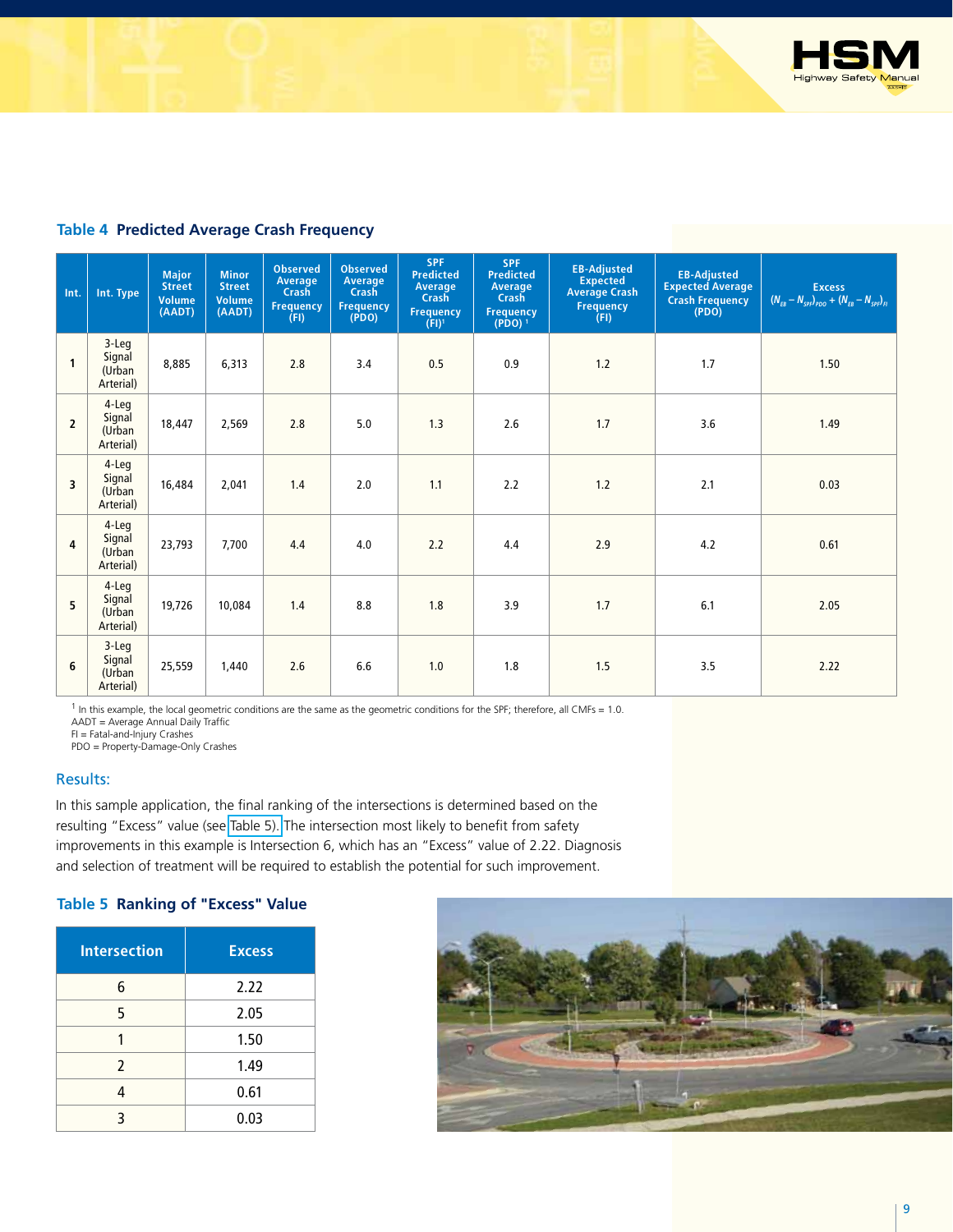### Table 4 Predicted Average Crash Frequency

| Int. | Int. Type | Major Street Volume (AADT) | Minor Street Volume (AADT) | Observed Average Crash Frequency (FI) | Observed Average Crash Frequency (PDO) | SPF Predicted Average Crash Frequency (FI)[1] | SPF Predicted Average Crash Frequency (PDO)[1] | EB-Adjusted Expected Average Crash Frequency (FI) | EB-Adjusted Expected Average Crash Frequency (PDO) | Excess $(N_{EB} - N_{SPF})_{PDO} + (N_{EB} - N_{SPF})_{FI}$ |
|---|---|---|---|---|---|---|---|---|---|---|
| 1 | 3-Leg Signal (Urban Arterial) | 8,885 | 6,313 | 2.8 | 3.4 | 0.5 | 0.9 | 1.2 | 1.7 | 1.50 |
| 2 | 4-Leg Signal (Urban Arterial) | 18,447 | 2,569 | 2.8 | 5.0 | 1.3 | 2.6 | 1.7 | 3.6 | 1.49 |
| 3 | 4-Leg Signal (Urban Arterial) | 16,484 | 2,041 | 1.4 | 2.0 | 1.1 | 2.2 | 1.2 | 2.1 | 0.03 |
| 4 | 4-Leg Signal (Urban Arterial) | 23,793 | 7,700 | 4.4 | 4.0 | 2.2 | 4.4 | 2.9 | 4.2 | 0.61 |
| 5 | 4-Leg Signal (Urban Arterial) | 19,726 | 10,084 | 1.4 | 8.8 | 1.8 | 3.9 | 1.7 | 6.1 | 2.05 |
| 6 | 3-Leg Signal (Urban Arterial) | 25,559 | 1,440 | 2.6 | 6.6 | 1.0 | 1.8 | 1.5 | 3.5 | 2.22 |

[1] In this example, the local geometric conditions are the same as the geometric conditions for the SPF; therefore, all CMFs = 1.0.
AADT = Average Annual Daily Traffic
FI = Fatal-and-Injury Crashes
PDO = Property-Damage-Only Crashes

### Results:

In this sample application, the final ranking of the intersections is determined based on the resulting "Excess" value (see Table 5). The intersection most likely to benefit from safety improvements in this example is Intersection 6, which has an "Excess" value of 2.22. Diagnosis and selection of treatment will be required to establish the potential for such improvement.

### Table 5 Ranking of "Excess" Value

| Intersection | Excess |
|---|---|
| 6 | 2.22 |
| 5 | 2.05 |
| 1 | 1.50 |
| 2 | 1.49 |
| 4 | 0.61 |
| 3 | 0.03 |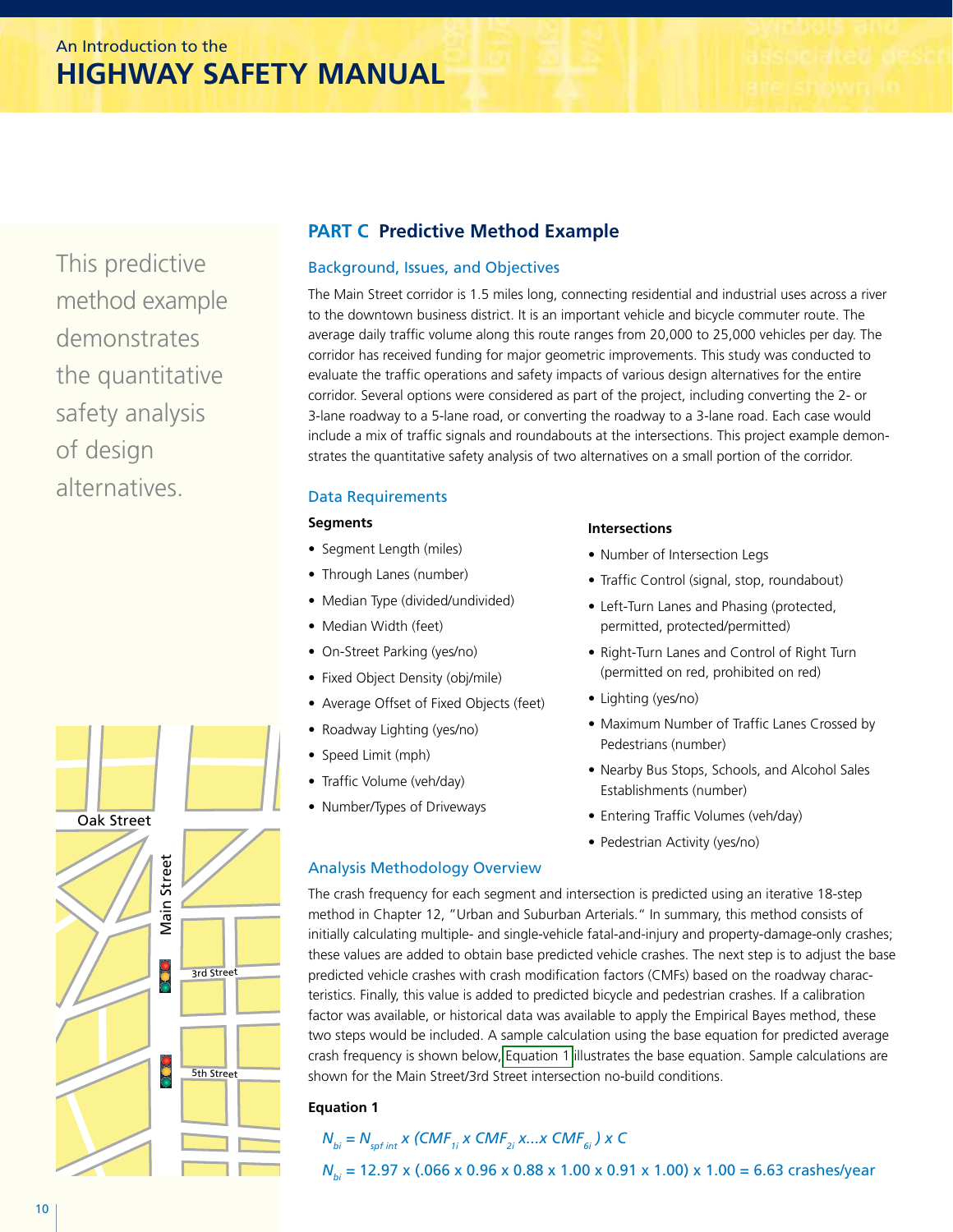## PART C Predictive Method Example

This predictive method example demonstrates the quantitative safety analysis of design alternatives.

### Background, Issues, and Objectives

The Main Street corridor is 1.5 miles long, connecting residential and industrial uses across a river to the downtown business district. It is an important vehicle and bicycle commuter route. The average daily traffic volume along this route ranges from 20,000 to 25,000 vehicles per day. The corridor has received funding for major geometric improvements. This study was conducted to evaluate the traffic operations and safety impacts of various design alternatives for the entire corridor. Several options were considered as part of the project, including converting the 2- or 3-lane roadway to a 5-lane road, or converting the roadway to a 3-lane road. Each case would include a mix of traffic signals and roundabouts at the intersections. This project example demonstrates the quantitative safety analysis of two alternatives on a small portion of the corridor.

### Data Requirements

**Segments**

- Segment Length (miles)
- Through Lanes (number)
- Median Type (divided/undivided)
- Median Width (feet)
- On-Street Parking (yes/no)
- Fixed Object Density (obj/mile)
- Average Offset of Fixed Objects (feet)
- Roadway Lighting (yes/no)
- Speed Limit (mph)
- Traffic Volume (veh/day)
- Number/Types of Driveways

**Intersections**

- Number of Intersection Legs
- Traffic Control (signal, stop, roundabout)
- Left-Turn Lanes and Phasing (protected, permitted, protected/permitted)
- Right-Turn Lanes and Control of Right Turn (permitted on red, prohibited on red)
- Lighting (yes/no)
- Maximum Number of Traffic Lanes Crossed by Pedestrians (number)
- Nearby Bus Stops, Schools, and Alcohol Sales Establishments (number)
- Entering Traffic Volumes (veh/day)
- Pedestrian Activity (yes/no)

### Analysis Methodology Overview

The crash frequency for each segment and intersection is predicted using an iterative 18-step method in Chapter 12, "Urban and Suburban Arterials." In summary, this method consists of initially calculating multiple- and single-vehicle fatal-and-injury and property-damage-only crashes; these values are added to obtain base predicted vehicle crashes. The next step is to adjust the base predicted vehicle crashes with crash modification factors (CMFs) based on the roadway characteristics. Finally, this value is added to predicted bicycle and pedestrian crashes. If a calibration factor was available, or historical data was available to apply the Empirical Bayes method, these two steps would be included. A sample calculation using the base equation for predicted average crash frequency is shown below, Equation 1 illustrates the base equation. Sample calculations are shown for the Main Street/3rd Street intersection no-build conditions.

**Equation 1**

$$N_{bi} = N_{spf\ int} \times (CMF_{1i} \times CMF_{2i} \times \ldots \times CMF_{6i}) \times C$$

$$N_{bi} = 12.97 \times (.066 \times 0.96 \times 0.88 \times 1.00 \times 0.91 \times 1.00) \times 1.00 = 6.63 \text{ crashes/year}$$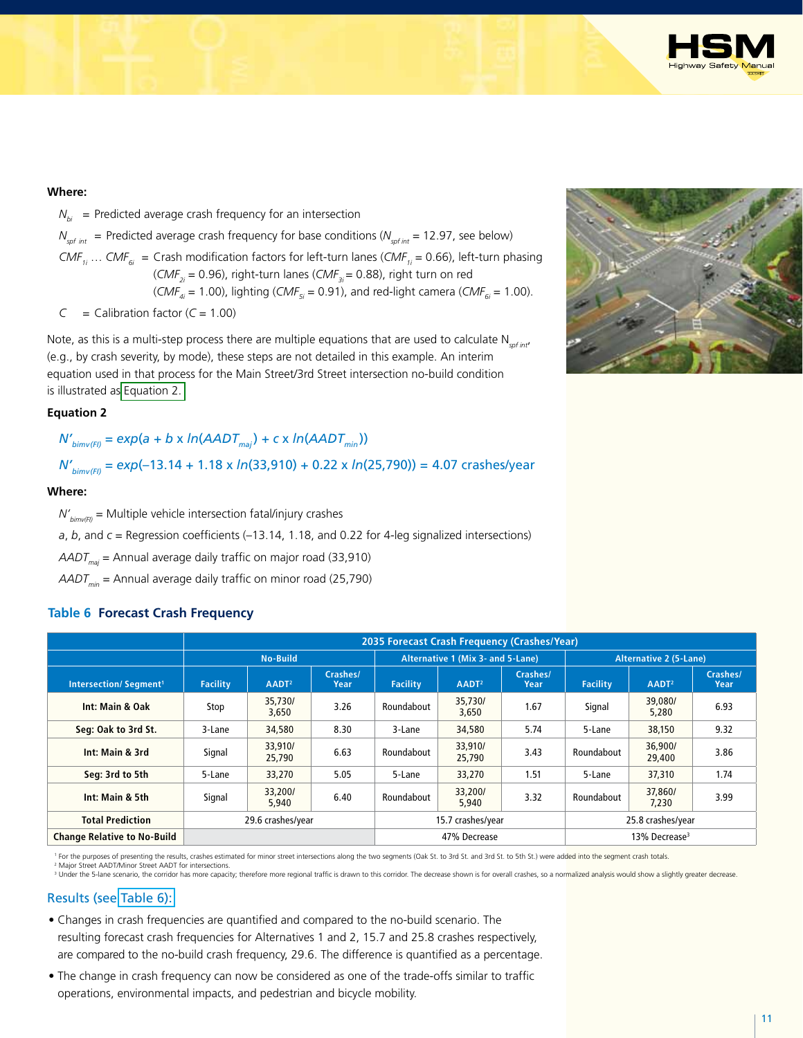**Where:**

$N_{bi}$ = Predicted average crash frequency for an intersection

$N_{spf\ int}$ = Predicted average crash frequency for base conditions ($N_{spf\ int}$ = 12.97, see below)

$CMF_{1i} \ldots CMF_{6i}$ = Crash modification factors for left-turn lanes ($CMF_{1i}$ = 0.66), left-turn phasing ($CMF_{2i}$ = 0.96), right-turn lanes ($CMF_{3i}$ = 0.88), right turn on red ($CMF_{4i}$ = 1.00), lighting ($CMF_{5i}$ = 0.91), and red-light camera ($CMF_{6i}$ = 1.00).

$C$ = Calibration factor ($C$ = 1.00)

Note, as this is a multi-step process there are multiple equations that are used to calculate $N_{spf\ int}$, (e.g., by crash severity, by mode), these steps are not detailed in this example. An interim equation used in that process for the Main Street/3rd Street intersection no-build condition is illustrated as Equation 2.

**Equation 2**

$$N'_{bimv(FI)} = exp(a + b \times ln(AADT_{maj}) + c \times ln(AADT_{min}))$$

$$N'_{bimv(FI)} = exp(-13.14 + 1.18 \times ln(33{,}910) + 0.22 \times ln(25{,}790)) = 4.07 \text{ crashes/year}$$

**Where:**

$N'_{bimv(FI)}$ = Multiple vehicle intersection fatal/injury crashes

$a$, $b$, and $c$ = Regression coefficients (–13.14, 1.18, and 0.22 for 4-leg signalized intersections)

$AADT_{maj}$ = Annual average daily traffic on major road (33,910)

$AADT_{min}$ = Annual average daily traffic on minor road (25,790)

## Table 6 Forecast Crash Frequency

| | 2035 Forecast Crash Frequency (Crashes/Year) | | | | | | | | |
|---|---|---|---|---|---|---|---|---|---|
| | No-Build | | | Alternative 1 (Mix 3- and 5-Lane) | | | Alternative 2 (5-Lane) | | |
| Intersection/ Segment[1] | Facility | AADT[2] | Crashes/ Year | Facility | AADT[2] | Crashes/ Year | Facility | AADT[2] | Crashes/ Year |
| Int: Main & Oak | Stop | 35,730/ 3,650 | 3.26 | Roundabout | 35,730/ 3,650 | 1.67 | Signal | 39,080/ 5,280 | 6.93 |
| Seg: Oak to 3rd St. | 3-Lane | 34,580 | 8.30 | 3-Lane | 34,580 | 5.74 | 5-Lane | 38,150 | 9.32 |
| Int: Main & 3rd | Signal | 33,910/ 25,790 | 6.63 | Roundabout | 33,910/ 25,790 | 3.43 | Roundabout | 36,900/ 29,400 | 3.86 |
| Seg: 3rd to 5th | 5-Lane | 33,270 | 5.05 | 5-Lane | 33,270 | 1.51 | 5-Lane | 37,310 | 1.74 |
| Int: Main & 5th | Signal | 33,200/ 5,940 | 6.40 | Roundabout | 33,200/ 5,940 | 3.32 | Roundabout | 37,860/ 7,230 | 3.99 |
| Total Prediction | 29.6 crashes/year | | | 15.7 crashes/year | | | 25.8 crashes/year | | |
| Change Relative to No-Build | | | | 47% Decrease | | | 13% Decrease[3] | | |

[1] For the purposes of presenting the results, crashes estimated for minor street intersections along the two segments (Oak St. to 3rd St. and 3rd St. to 5th St.) were added into the segment crash totals.
[2] Major Street AADT/Minor Street AADT for intersections.
[3] Under the 5-lane scenario, the corridor has more capacity; therefore more regional traffic is drawn to this corridor. The decrease shown is for overall crashes, so a normalized analysis would show a slightly greater decrease.

### Results (see Table 6):

- Changes in crash frequencies are quantified and compared to the no-build scenario. The resulting forecast crash frequencies for Alternatives 1 and 2, 15.7 and 25.8 crashes respectively, are compared to the no-build crash frequency, 29.6. The difference is quantified as a percentage.
- The change in crash frequency can now be considered as one of the trade-offs similar to traffic operations, environmental impacts, and pedestrian and bicycle mobility.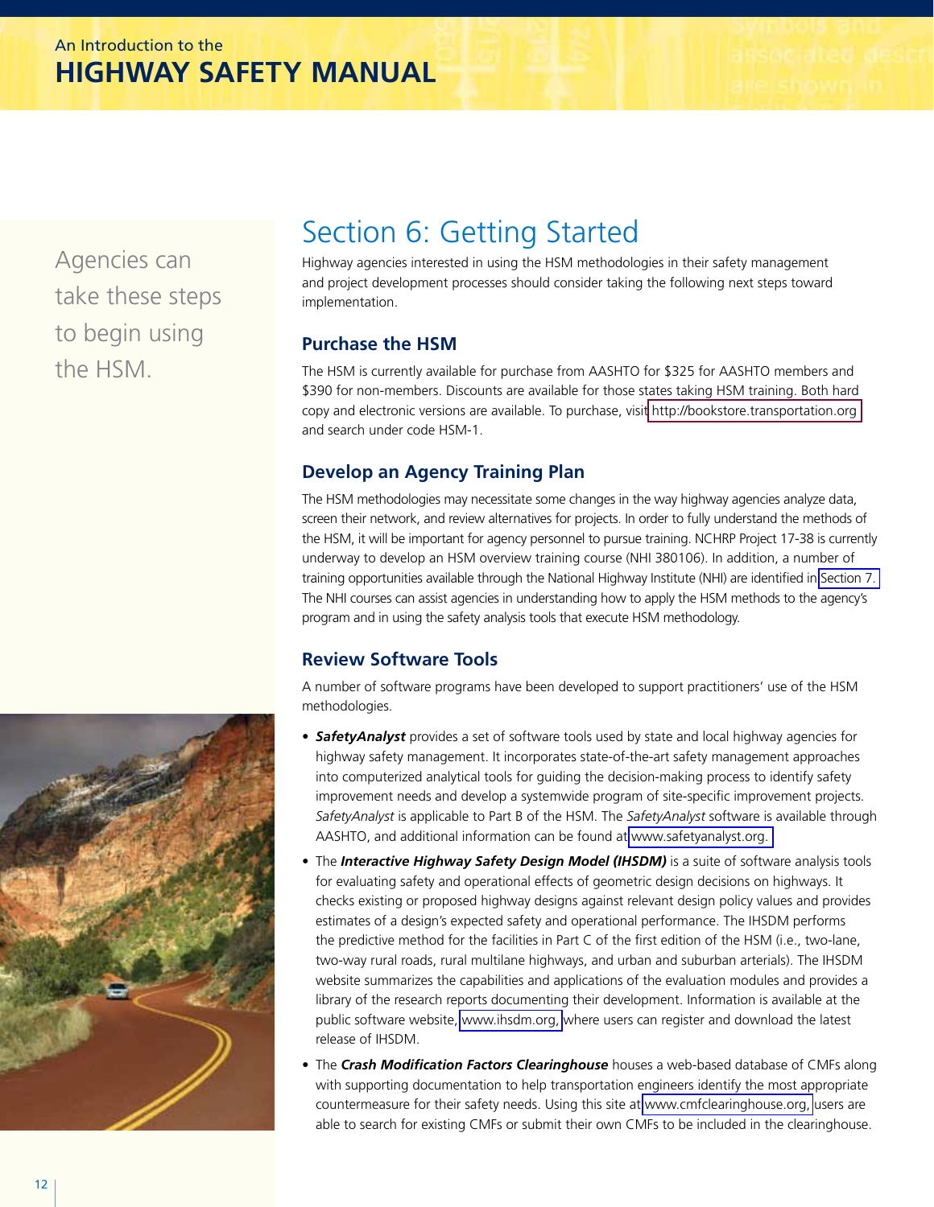Agencies can take these steps to begin using the HSM.

# Section 6: Getting Started

Highway agencies interested in using the HSM methodologies in their safety management and project development processes should consider taking the following next steps toward implementation.

## Purchase the HSM

The HSM is currently available for purchase from AASHTO for $325 for AASHTO members and $390 for non-members. Discounts are available for those states taking HSM training. Both hard copy and electronic versions are available. To purchase, visit http://bookstore.transportation.org and search under code HSM-1.

## Develop an Agency Training Plan

The HSM methodologies may necessitate some changes in the way highway agencies analyze data, screen their network, and review alternatives for projects. In order to fully understand the methods of the HSM, it will be important for agency personnel to pursue training. NCHRP Project 17-38 is currently underway to develop an HSM overview training course (NHI 380106). In addition, a number of training opportunities available through the National Highway Institute (NHI) are identified in Section 7. The NHI courses can assist agencies in understanding how to apply the HSM methods to the agency's program and in using the safety analysis tools that execute HSM methodology.

## Review Software Tools

A number of software programs have been developed to support practitioners' use of the HSM methodologies.

- ***SafetyAnalyst*** provides a set of software tools used by state and local highway agencies for highway safety management. It incorporates state-of-the-art safety management approaches into computerized analytical tools for guiding the decision-making process to identify safety improvement needs and develop a systemwide program of site-specific improvement projects. *SafetyAnalyst* is applicable to Part B of the HSM. The *SafetyAnalyst* software is available through AASHTO, and additional information can be found at www.safetyanalyst.org.
- The ***Interactive Highway Safety Design Model (IHSDM)*** is a suite of software analysis tools for evaluating safety and operational effects of geometric design decisions on highways. It checks existing or proposed highway designs against relevant design policy values and provides estimates of a design's expected safety and operational performance. The IHSDM performs the predictive method for the facilities in Part C of the first edition of the HSM (i.e., two-lane, two-way rural roads, rural multilane highways, and urban and suburban arterials). The IHSDM website summarizes the capabilities and applications of the evaluation modules and provides a library of the research reports documenting their development. Information is available at the public software website, www.ihsdm.org, where users can register and download the latest release of IHSDM.
- The ***Crash Modification Factors Clearinghouse*** houses a web-based database of CMFs along with supporting documentation to help transportation engineers identify the most appropriate countermeasure for their safety needs. Using this site at www.cmfclearinghouse.org, users are able to search for existing CMFs or submit their own CMFs to be included in the clearinghouse.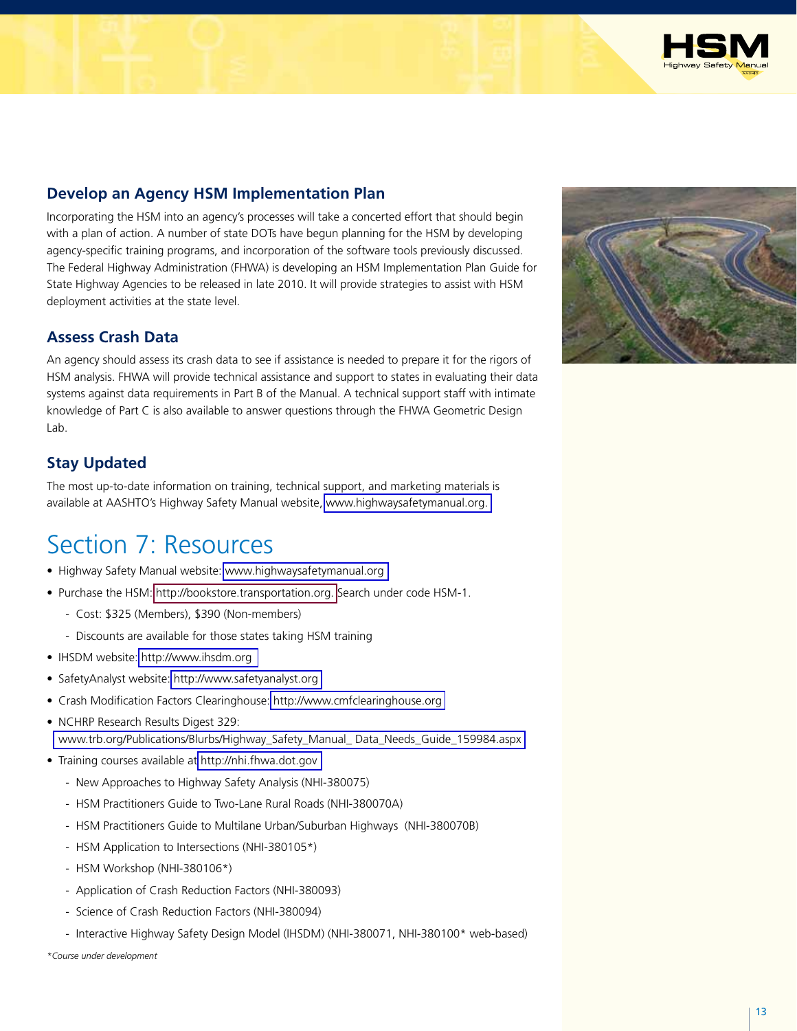### Develop an Agency HSM Implementation Plan

Incorporating the HSM into an agency's processes will take a concerted effort that should begin with a plan of action. A number of state DOTs have begun planning for the HSM by developing agency-specific training programs, and incorporation of the software tools previously discussed. The Federal Highway Administration (FHWA) is developing an HSM Implementation Plan Guide for State Highway Agencies to be released in late 2010. It will provide strategies to assist with HSM deployment activities at the state level.

### Assess Crash Data

An agency should assess its crash data to see if assistance is needed to prepare it for the rigors of HSM analysis. FHWA will provide technical assistance and support to states in evaluating their data systems against data requirements in Part B of the Manual. A technical support staff with intimate knowledge of Part C is also available to answer questions through the FHWA Geometric Design Lab.

### Stay Updated

The most up-to-date information on training, technical support, and marketing materials is available at AASHTO's Highway Safety Manual website, www.highwaysafetymanual.org.

## Section 7: Resources

- Highway Safety Manual website: www.highwaysafetymanual.org
- Purchase the HSM: http://bookstore.transportation.org. Search under code HSM-1.
  - Cost: $325 (Members), $390 (Non-members)
  - Discounts are available for those states taking HSM training
- IHSDM website: http://www.ihsdm.org
- SafetyAnalyst website: http://www.safetyanalyst.org
- Crash Modification Factors Clearinghouse: http://www.cmfclearinghouse.org
- NCHRP Research Results Digest 329: www.trb.org/Publications/Blurbs/Highway_Safety_Manual_ Data_Needs_Guide_159984.aspx
- Training courses available at http://nhi.fhwa.dot.gov
  - New Approaches to Highway Safety Analysis (NHI-380075)
  - HSM Practitioners Guide to Two-Lane Rural Roads (NHI-380070A)
  - HSM Practitioners Guide to Multilane Urban/Suburban Highways (NHI-380070B)
  - HSM Application to Intersections (NHI-380105*)
  - HSM Workshop (NHI-380106*)
  - Application of Crash Reduction Factors (NHI-380093)
  - Science of Crash Reduction Factors (NHI-380094)
  - Interactive Highway Safety Design Model (IHSDM) (NHI-380071, NHI-380100* web-based)

*\*Course under development*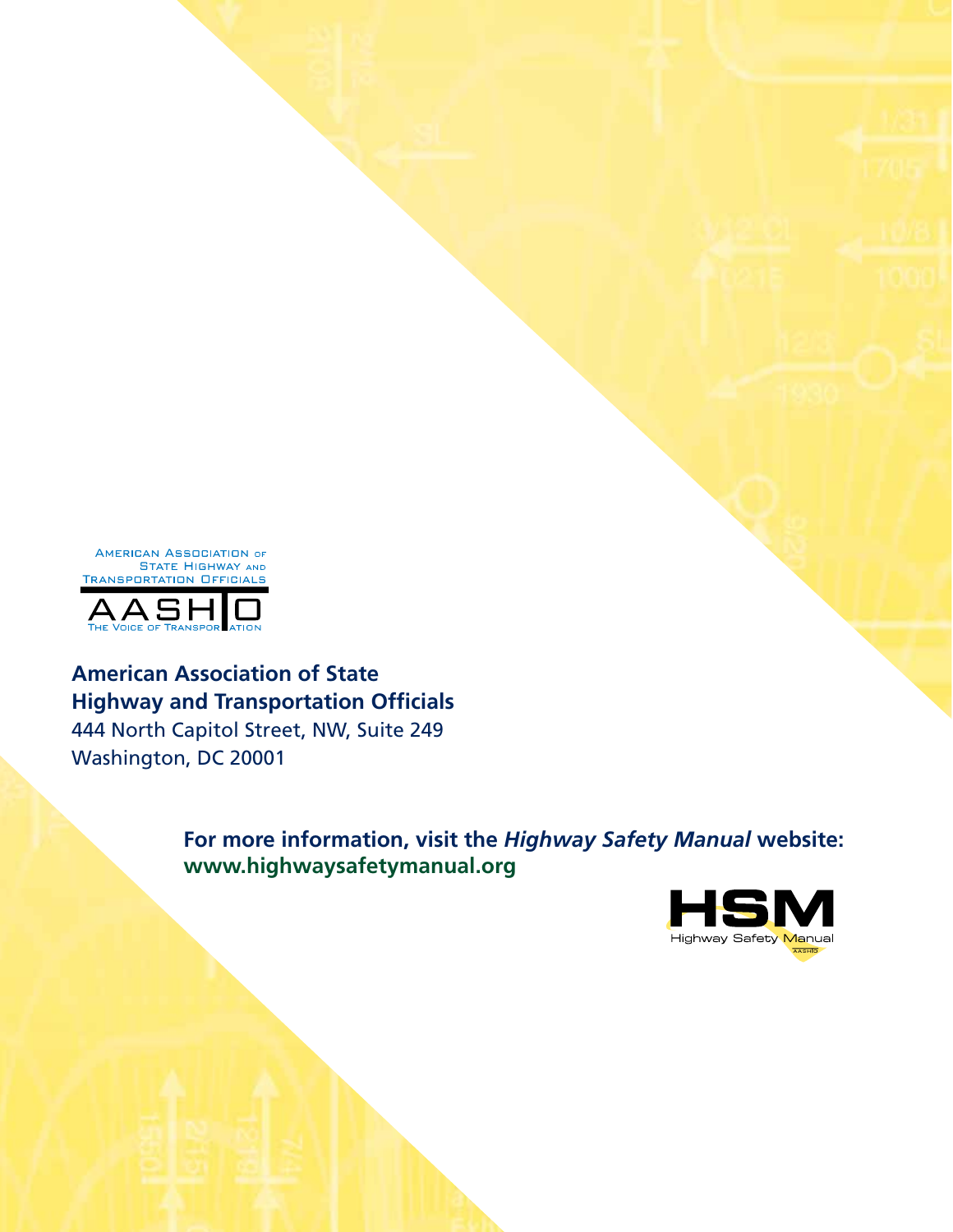AMERICAN ASSOCIATION OF
STATE HIGHWAY AND
TRANSPORTATION OFFICIALS

AASHTO
THE VOICE OF TRANSPORTATION

**American Association of State Highway and Transportation Officials**
444 North Capitol Street, NW, Suite 249
Washington, DC 20001

**For more information, visit the *Highway Safety Manual* website:**
**www.highwaysafetymanual.org**

HSM
Highway Safety Manual
AASHTO